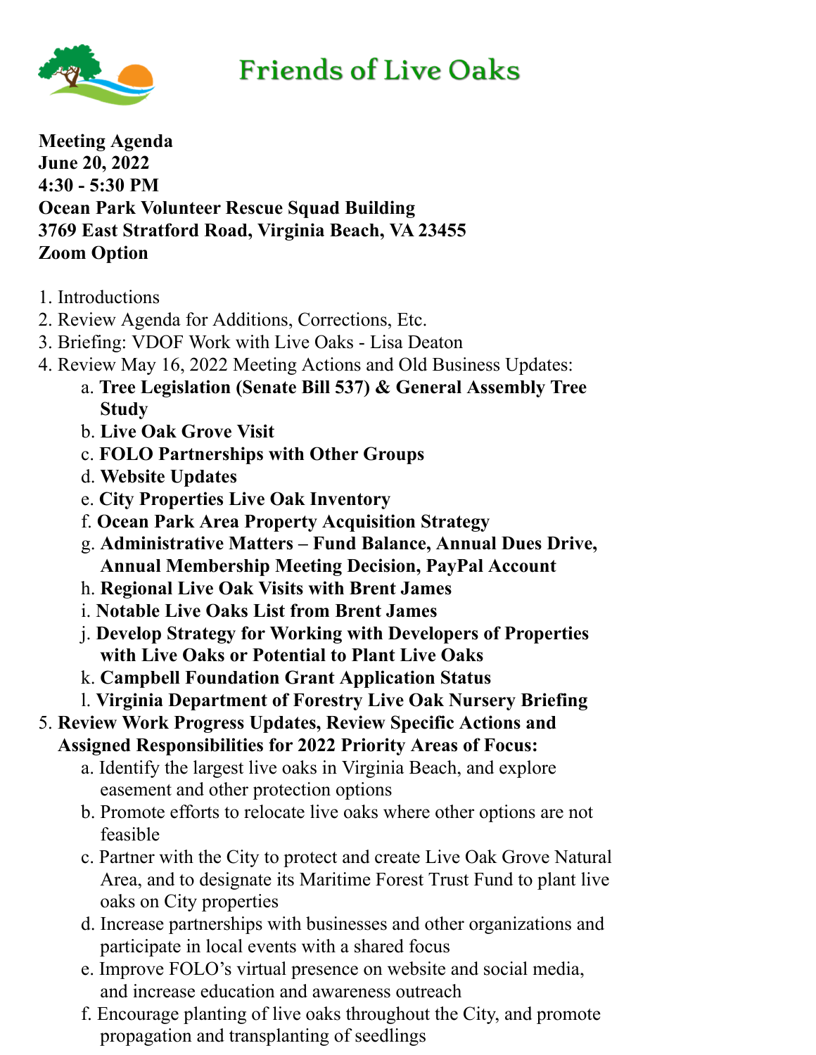# Friends of Live Oaks

**Meeting Agenda**
**June 20, 2022**
**4:30 - 5:30 PM**
**Ocean Park Volunteer Rescue Squad Building**
**3769 East Stratford Road, Virginia Beach, VA 23455**
**Zoom Option**

1. Introductions
2. Review Agenda for Additions, Corrections, Etc.
3. Briefing: VDOF Work with Live Oaks - Lisa Deaton
4. Review May 16, 2022 Meeting Actions and Old Business Updates:
    a. **Tree Legislation (Senate Bill 537) & General Assembly Tree Study**
    b. **Live Oak Grove Visit**
    c. **FOLO Partnerships with Other Groups**
    d. **Website Updates**
    e. **City Properties Live Oak Inventory**
    f. **Ocean Park Area Property Acquisition Strategy**
    g. **Administrative Matters – Fund Balance, Annual Dues Drive, Annual Membership Meeting Decision, PayPal Account**
    h. **Regional Live Oak Visits with Brent James**
    i. **Notable Live Oaks List from Brent James**
    j. **Develop Strategy for Working with Developers of Properties with Live Oaks or Potential to Plant Live Oaks**
    k. **Campbell Foundation Grant Application Status**
    l. **Virginia Department of Forestry Live Oak Nursery Briefing**
5. **Review Work Progress Updates, Review Specific Actions and Assigned Responsibilities for 2022 Priority Areas of Focus:**
    a. Identify the largest live oaks in Virginia Beach, and explore easement and other protection options
    b. Promote efforts to relocate live oaks where other options are not feasible
    c. Partner with the City to protect and create Live Oak Grove Natural Area, and to designate its Maritime Forest Trust Fund to plant live oaks on City properties
    d. Increase partnerships with businesses and other organizations and participate in local events with a shared focus
    e. Improve FOLO's virtual presence on website and social media, and increase education and awareness outreach
    f. Encourage planting of live oaks throughout the City, and promote propagation and transplanting of seedlings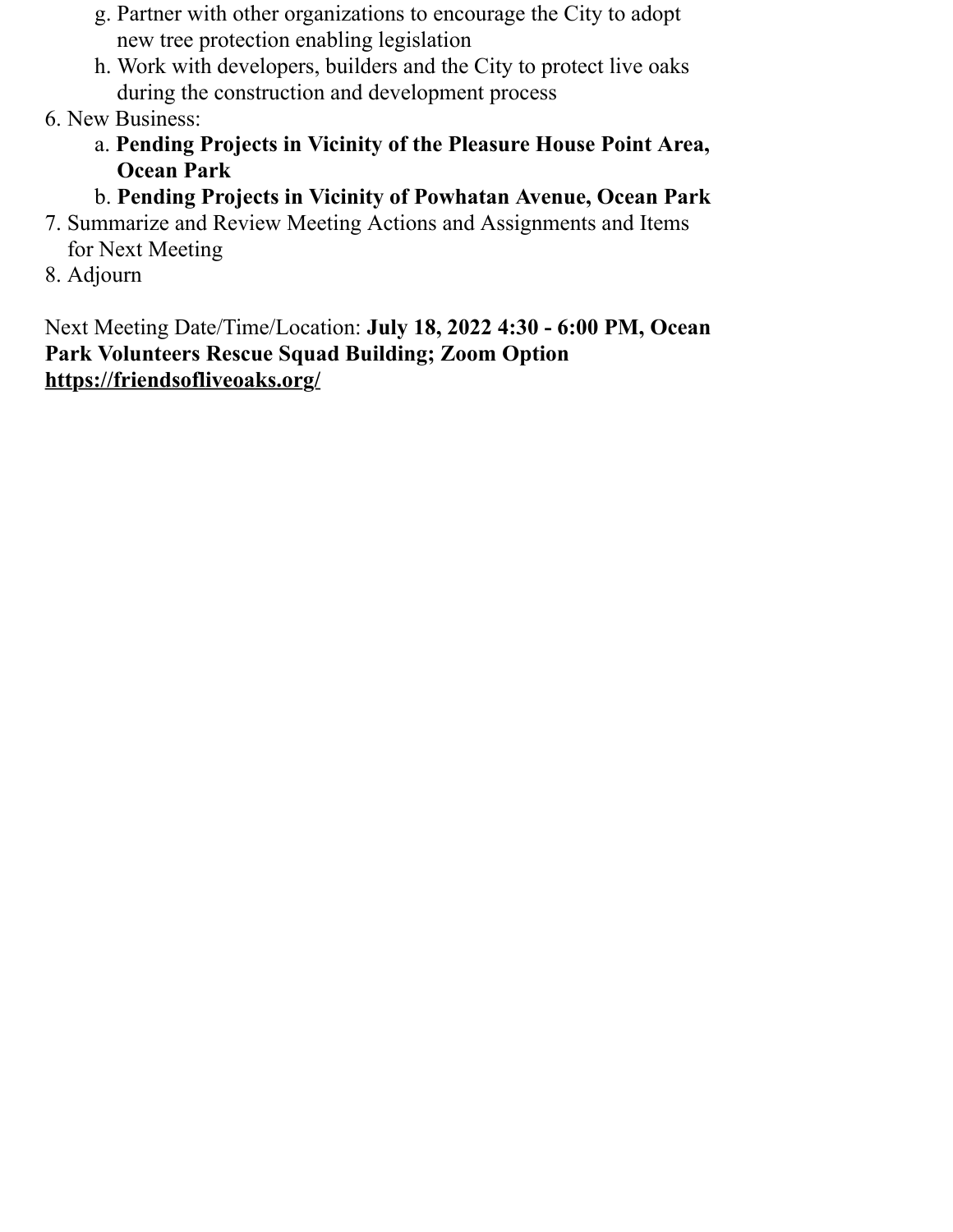g. Partner with other organizations to encourage the City to adopt new tree protection enabling legislation
   h. Work with developers, builders and the City to protect live oaks during the construction and development process
6. New Business:
   a. **Pending Projects in Vicinity of the Pleasure House Point Area, Ocean Park**
   b. **Pending Projects in Vicinity of Powhatan Avenue, Ocean Park**
7. Summarize and Review Meeting Actions and Assignments and Items for Next Meeting
8. Adjourn

Next Meeting Date/Time/Location: **July 18, 2022 4:30 - 6:00 PM, Ocean Park Volunteers Rescue Squad Building; Zoom Option**
**https://friendsofliveoaks.org/**